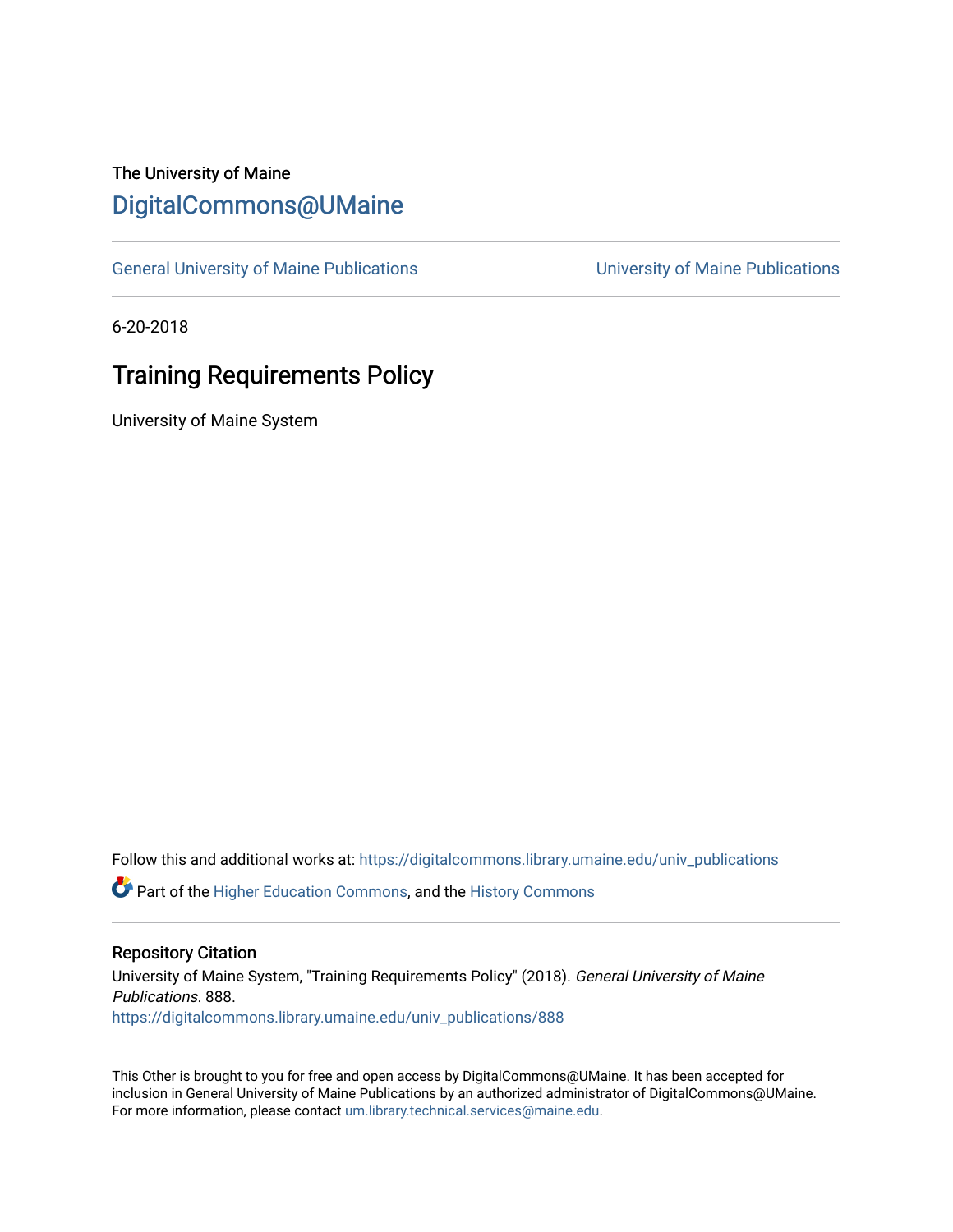The University of Maine

# DigitalCommons@UMaine

General University of Maine Publications | University of Maine Publications

6-20-2018

## Training Requirements Policy

University of Maine System

Follow this and additional works at: https://digitalcommons.library.umaine.edu/univ_publications

Part of the Higher Education Commons, and the History Commons

### Repository Citation

University of Maine System, "Training Requirements Policy" (2018). *General University of Maine Publications*. 888.
https://digitalcommons.library.umaine.edu/univ_publications/888

This Other is brought to you for free and open access by DigitalCommons@UMaine. It has been accepted for inclusion in General University of Maine Publications by an authorized administrator of DigitalCommons@UMaine. For more information, please contact um.library.technical.services@maine.edu.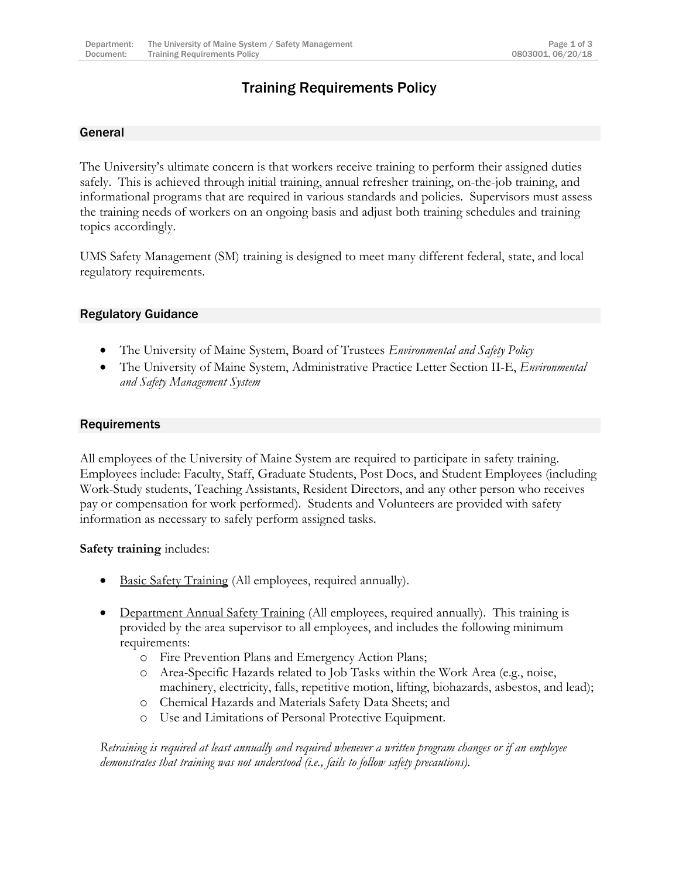# Training Requirements Policy

## General

The University's ultimate concern is that workers receive training to perform their assigned duties safely. This is achieved through initial training, annual refresher training, on-the-job training, and informational programs that are required in various standards and policies. Supervisors must assess the training needs of workers on an ongoing basis and adjust both training schedules and training topics accordingly.

UMS Safety Management (SM) training is designed to meet many different federal, state, and local regulatory requirements.

## Regulatory Guidance

- The University of Maine System, Board of Trustees *Environmental and Safety Policy*
- The University of Maine System, Administrative Practice Letter Section II-E, *Environmental and Safety Management System*

## Requirements

All employees of the University of Maine System are required to participate in safety training. Employees include: Faculty, Staff, Graduate Students, Post Docs, and Student Employees (including Work-Study students, Teaching Assistants, Resident Directors, and any other person who receives pay or compensation for work performed). Students and Volunteers are provided with safety information as necessary to safely perform assigned tasks.

**Safety training** includes:

- <u>Basic Safety Training</u> (All employees, required annually).

- <u>Department Annual Safety Training</u> (All employees, required annually). This training is provided by the area supervisor to all employees, and includes the following minimum requirements:
  - Fire Prevention Plans and Emergency Action Plans;
  - Area-Specific Hazards related to Job Tasks within the Work Area (e.g., noise, machinery, electricity, falls, repetitive motion, lifting, biohazards, asbestos, and lead);
  - Chemical Hazards and Materials Safety Data Sheets; and
  - Use and Limitations of Personal Protective Equipment.

*Retraining is required at least annually and required whenever a written program changes or if an employee demonstrates that training was not understood (i.e., fails to follow safety precautions).*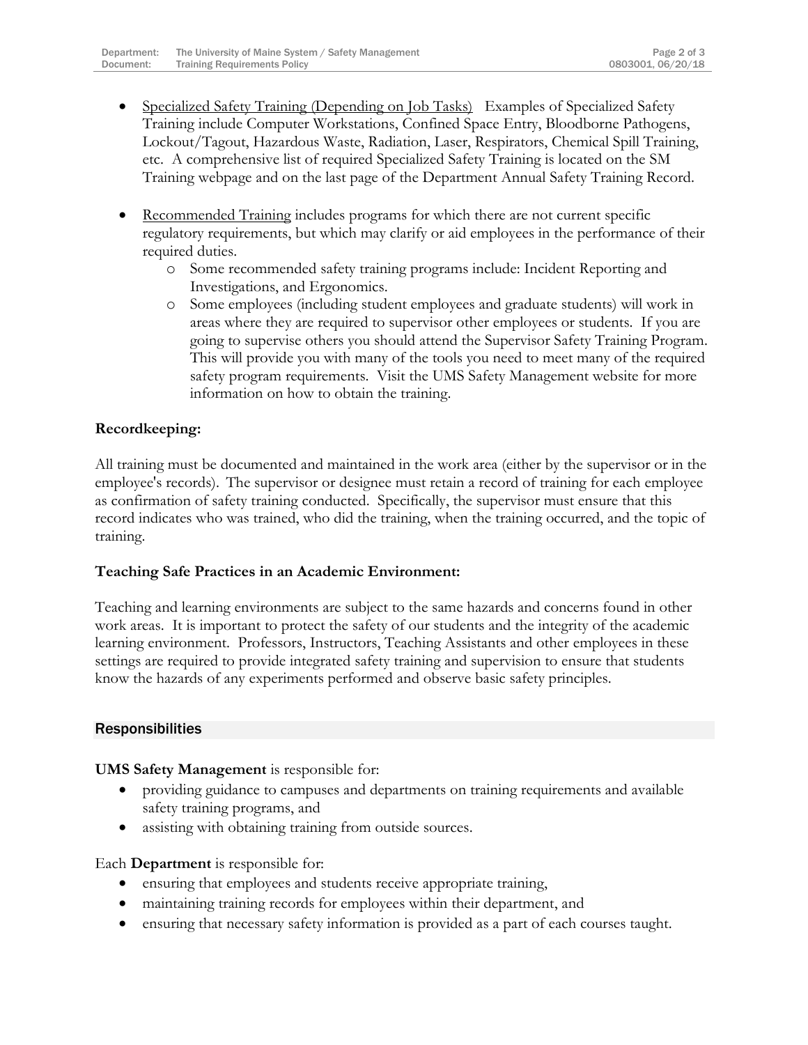- Specialized Safety Training (Depending on Job Tasks) Examples of Specialized Safety Training include Computer Workstations, Confined Space Entry, Bloodborne Pathogens, Lockout/Tagout, Hazardous Waste, Radiation, Laser, Respirators, Chemical Spill Training, etc. A comprehensive list of required Specialized Safety Training is located on the SM Training webpage and on the last page of the Department Annual Safety Training Record.

- Recommended Training includes programs for which there are not current specific regulatory requirements, but which may clarify or aid employees in the performance of their required duties.
  - Some recommended safety training programs include: Incident Reporting and Investigations, and Ergonomics.
  - Some employees (including student employees and graduate students) will work in areas where they are required to supervisor other employees or students. If you are going to supervise others you should attend the Supervisor Safety Training Program. This will provide you with many of the tools you need to meet many of the required safety program requirements. Visit the UMS Safety Management website for more information on how to obtain the training.

**Recordkeeping:**

All training must be documented and maintained in the work area (either by the supervisor or in the employee's records). The supervisor or designee must retain a record of training for each employee as confirmation of safety training conducted. Specifically, the supervisor must ensure that this record indicates who was trained, who did the training, when the training occurred, and the topic of training.

**Teaching Safe Practices in an Academic Environment:**

Teaching and learning environments are subject to the same hazards and concerns found in other work areas. It is important to protect the safety of our students and the integrity of the academic learning environment. Professors, Instructors, Teaching Assistants and other employees in these settings are required to provide integrated safety training and supervision to ensure that students know the hazards of any experiments performed and observe basic safety principles.

## Responsibilities

**UMS Safety Management** is responsible for:

- providing guidance to campuses and departments on training requirements and available safety training programs, and
- assisting with obtaining training from outside sources.

Each **Department** is responsible for:

- ensuring that employees and students receive appropriate training,
- maintaining training records for employees within their department, and
- ensuring that necessary safety information is provided as a part of each courses taught.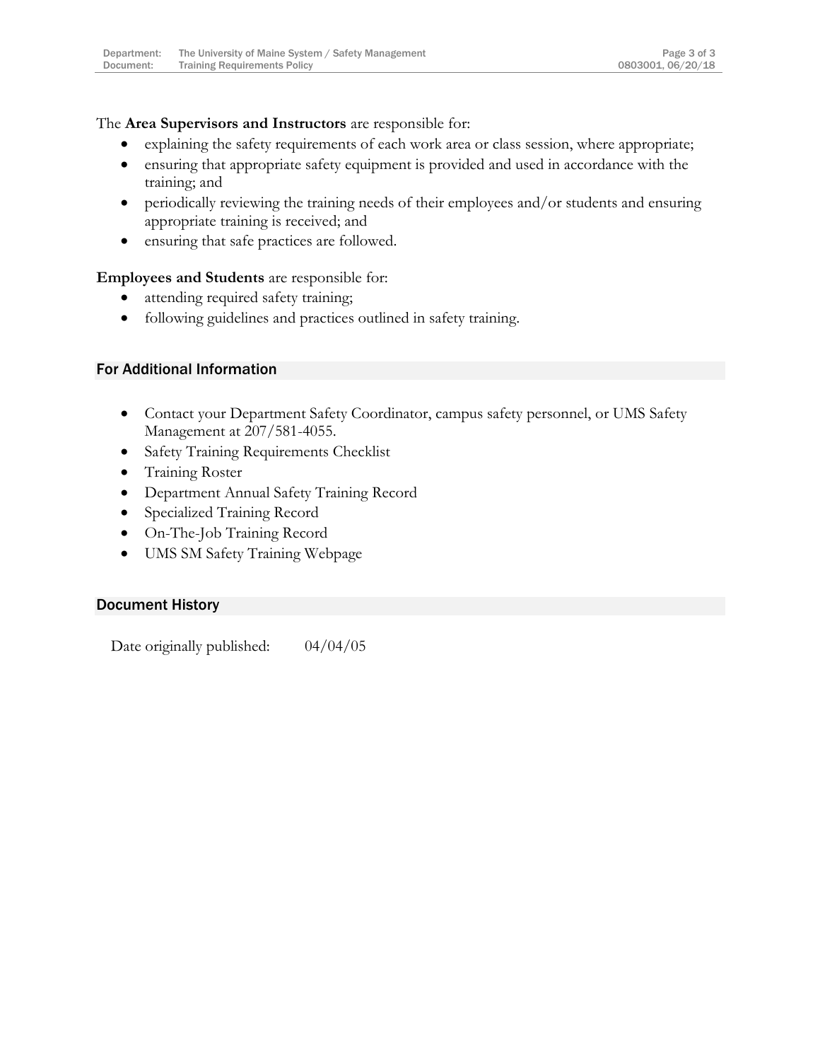The **Area Supervisors and Instructors** are responsible for:

- explaining the safety requirements of each work area or class session, where appropriate;
- ensuring that appropriate safety equipment is provided and used in accordance with the training; and
- periodically reviewing the training needs of their employees and/or students and ensuring appropriate training is received; and
- ensuring that safe practices are followed.

**Employees and Students** are responsible for:

- attending required safety training;
- following guidelines and practices outlined in safety training.

## For Additional Information

- Contact your Department Safety Coordinator, campus safety personnel, or UMS Safety Management at 207/581-4055.
- Safety Training Requirements Checklist
- Training Roster
- Department Annual Safety Training Record
- Specialized Training Record
- On-The-Job Training Record
- UMS SM Safety Training Webpage

## Document History

Date originally published: 04/04/05